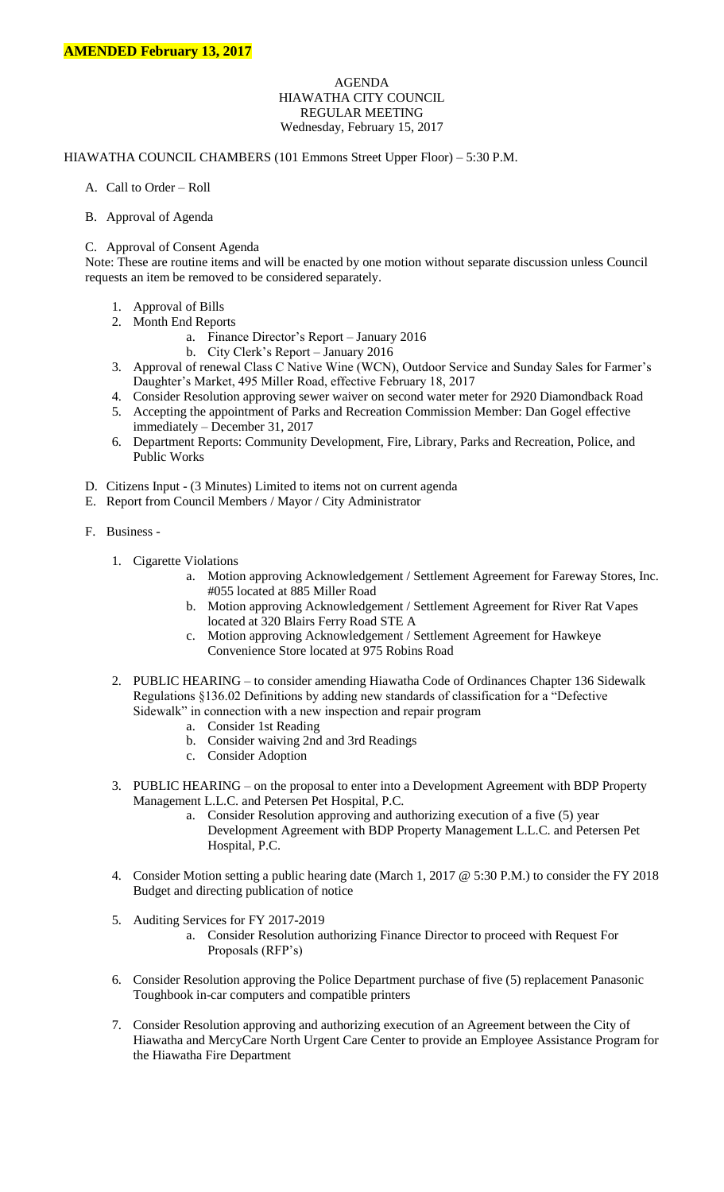**AMENDED February 13, 2017**

AGENDA
HIAWATHA CITY COUNCIL
REGULAR MEETING
Wednesday, February 15, 2017

HIAWATHA COUNCIL CHAMBERS (101 Emmons Street Upper Floor) – 5:30 P.M.

A. Call to Order – Roll

B. Approval of Agenda

C. Approval of Consent Agenda

Note: These are routine items and will be enacted by one motion without separate discussion unless Council requests an item be removed to be considered separately.

1. Approval of Bills
2. Month End Reports
    a. Finance Director's Report – January 2016
    b. City Clerk's Report – January 2016
3. Approval of renewal Class C Native Wine (WCN), Outdoor Service and Sunday Sales for Farmer's Daughter's Market, 495 Miller Road, effective February 18, 2017
4. Consider Resolution approving sewer waiver on second water meter for 2920 Diamondback Road
5. Accepting the appointment of Parks and Recreation Commission Member: Dan Gogel effective immediately – December 31, 2017
6. Department Reports: Community Development, Fire, Library, Parks and Recreation, Police, and Public Works

D. Citizens Input - (3 Minutes) Limited to items not on current agenda

E. Report from Council Members / Mayor / City Administrator

F. Business -

1. Cigarette Violations
    a. Motion approving Acknowledgement / Settlement Agreement for Fareway Stores, Inc. #055 located at 885 Miller Road
    b. Motion approving Acknowledgement / Settlement Agreement for River Rat Vapes located at 320 Blairs Ferry Road STE A
    c. Motion approving Acknowledgement / Settlement Agreement for Hawkeye Convenience Store located at 975 Robins Road
2. PUBLIC HEARING – to consider amending Hiawatha Code of Ordinances Chapter 136 Sidewalk Regulations §136.02 Definitions by adding new standards of classification for a "Defective Sidewalk" in connection with a new inspection and repair program
    a. Consider 1st Reading
    b. Consider waiving 2nd and 3rd Readings
    c. Consider Adoption
3. PUBLIC HEARING – on the proposal to enter into a Development Agreement with BDP Property Management L.L.C. and Petersen Pet Hospital, P.C.
    a. Consider Resolution approving and authorizing execution of a five (5) year Development Agreement with BDP Property Management L.L.C. and Petersen Pet Hospital, P.C.
4. Consider Motion setting a public hearing date (March 1, 2017 @ 5:30 P.M.) to consider the FY 2018 Budget and directing publication of notice
5. Auditing Services for FY 2017-2019
    a. Consider Resolution authorizing Finance Director to proceed with Request For Proposals (RFP's)
6. Consider Resolution approving the Police Department purchase of five (5) replacement Panasonic Toughbook in-car computers and compatible printers
7. Consider Resolution approving and authorizing execution of an Agreement between the City of Hiawatha and MercyCare North Urgent Care Center to provide an Employee Assistance Program for the Hiawatha Fire Department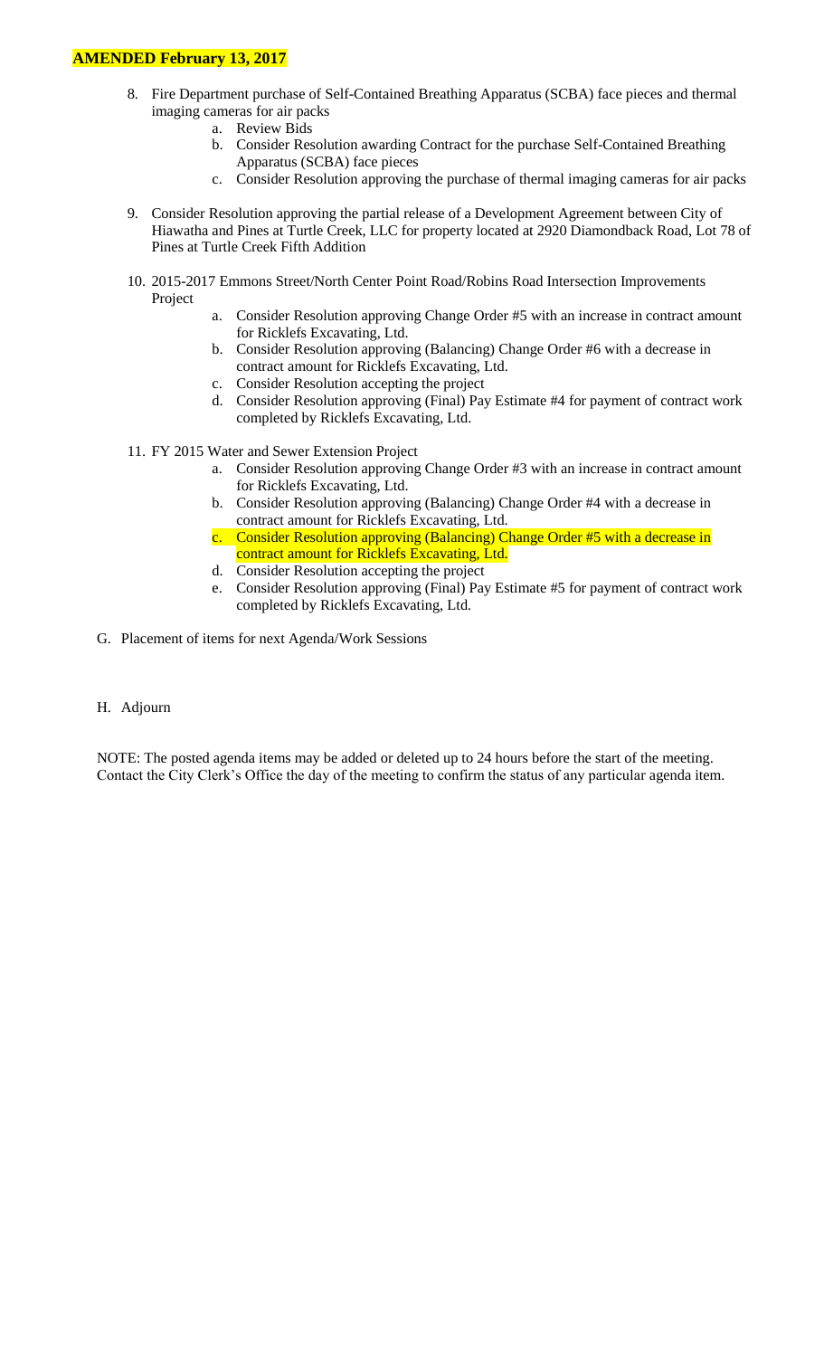**AMENDED February 13, 2017**

8. Fire Department purchase of Self-Contained Breathing Apparatus (SCBA) face pieces and thermal imaging cameras for air packs
    a. Review Bids
    b. Consider Resolution awarding Contract for the purchase Self-Contained Breathing Apparatus (SCBA) face pieces
    c. Consider Resolution approving the purchase of thermal imaging cameras for air packs

9. Consider Resolution approving the partial release of a Development Agreement between City of Hiawatha and Pines at Turtle Creek, LLC for property located at 2920 Diamondback Road, Lot 78 of Pines at Turtle Creek Fifth Addition

10. 2015-2017 Emmons Street/North Center Point Road/Robins Road Intersection Improvements Project
    a. Consider Resolution approving Change Order #5 with an increase in contract amount for Ricklefs Excavating, Ltd.
    b. Consider Resolution approving (Balancing) Change Order #6 with a decrease in contract amount for Ricklefs Excavating, Ltd.
    c. Consider Resolution accepting the project
    d. Consider Resolution approving (Final) Pay Estimate #4 for payment of contract work completed by Ricklefs Excavating, Ltd.

11. FY 2015 Water and Sewer Extension Project
    a. Consider Resolution approving Change Order #3 with an increase in contract amount for Ricklefs Excavating, Ltd.
    b. Consider Resolution approving (Balancing) Change Order #4 with a decrease in contract amount for Ricklefs Excavating, Ltd.
    c. Consider Resolution approving (Balancing) Change Order #5 with a decrease in contract amount for Ricklefs Excavating, Ltd.
    d. Consider Resolution accepting the project
    e. Consider Resolution approving (Final) Pay Estimate #5 for payment of contract work completed by Ricklefs Excavating, Ltd.

G. Placement of items for next Agenda/Work Sessions

H. Adjourn

NOTE: The posted agenda items may be added or deleted up to 24 hours before the start of the meeting. Contact the City Clerk's Office the day of the meeting to confirm the status of any particular agenda item.